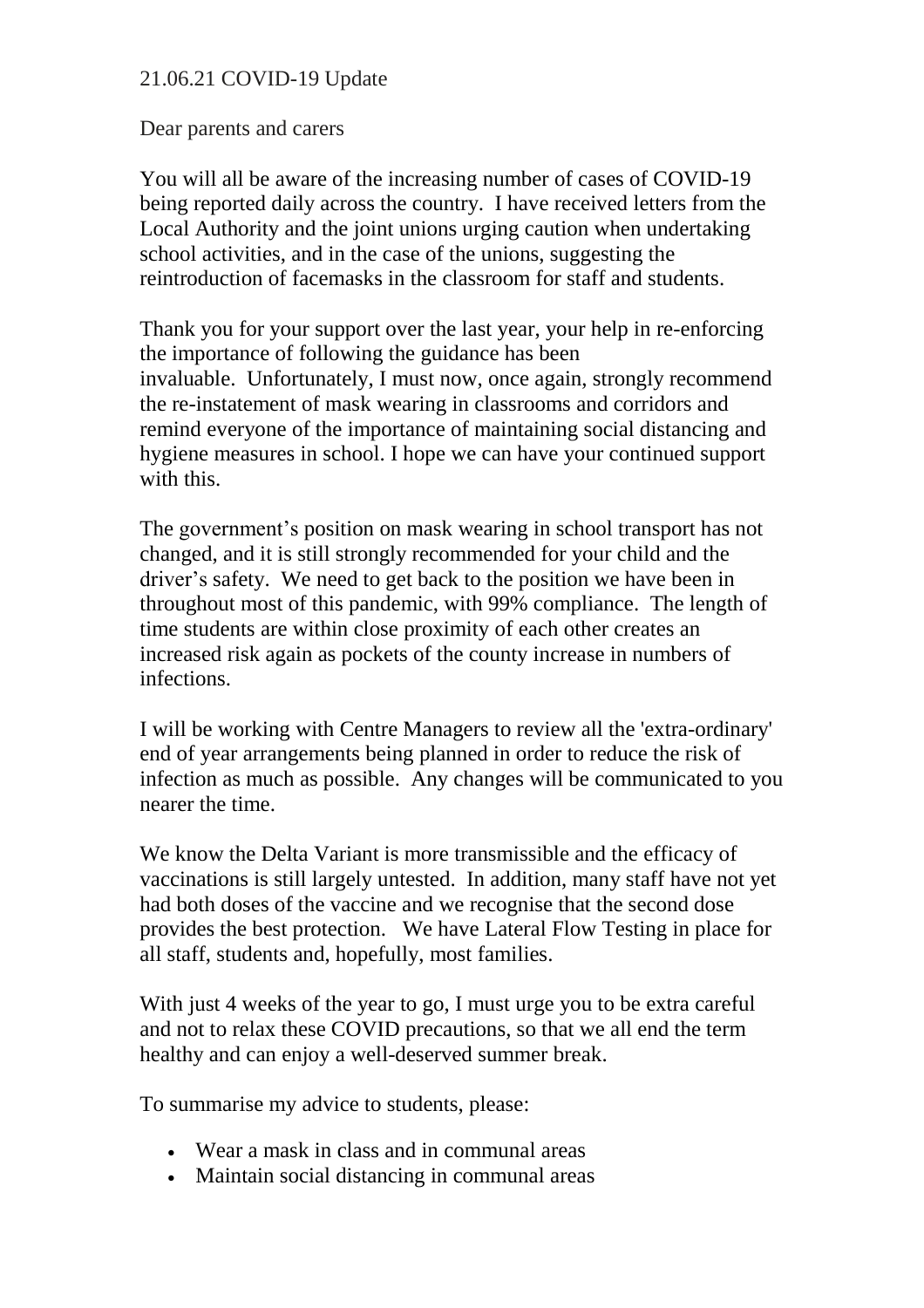21.06.21 COVID-19 Update

Dear parents and carers

You will all be aware of the increasing number of cases of COVID-19 being reported daily across the country. I have received letters from the Local Authority and the joint unions urging caution when undertaking school activities, and in the case of the unions, suggesting the reintroduction of facemasks in the classroom for staff and students.

Thank you for your support over the last year, your help in re-enforcing the importance of following the guidance has been invaluable. Unfortunately, I must now, once again, strongly recommend the re-instatement of mask wearing in classrooms and corridors and remind everyone of the importance of maintaining social distancing and hygiene measures in school. I hope we can have your continued support with this.

The government's position on mask wearing in school transport has not changed, and it is still strongly recommended for your child and the driver's safety. We need to get back to the position we have been in throughout most of this pandemic, with 99% compliance. The length of time students are within close proximity of each other creates an increased risk again as pockets of the county increase in numbers of infections.

I will be working with Centre Managers to review all the 'extra-ordinary' end of year arrangements being planned in order to reduce the risk of infection as much as possible. Any changes will be communicated to you nearer the time.

We know the Delta Variant is more transmissible and the efficacy of vaccinations is still largely untested. In addition, many staff have not yet had both doses of the vaccine and we recognise that the second dose provides the best protection. We have Lateral Flow Testing in place for all staff, students and, hopefully, most families.

With just 4 weeks of the year to go, I must urge you to be extra careful and not to relax these COVID precautions, so that we all end the term healthy and can enjoy a well-deserved summer break.

To summarise my advice to students, please:

- Wear a mask in class and in communal areas
- Maintain social distancing in communal areas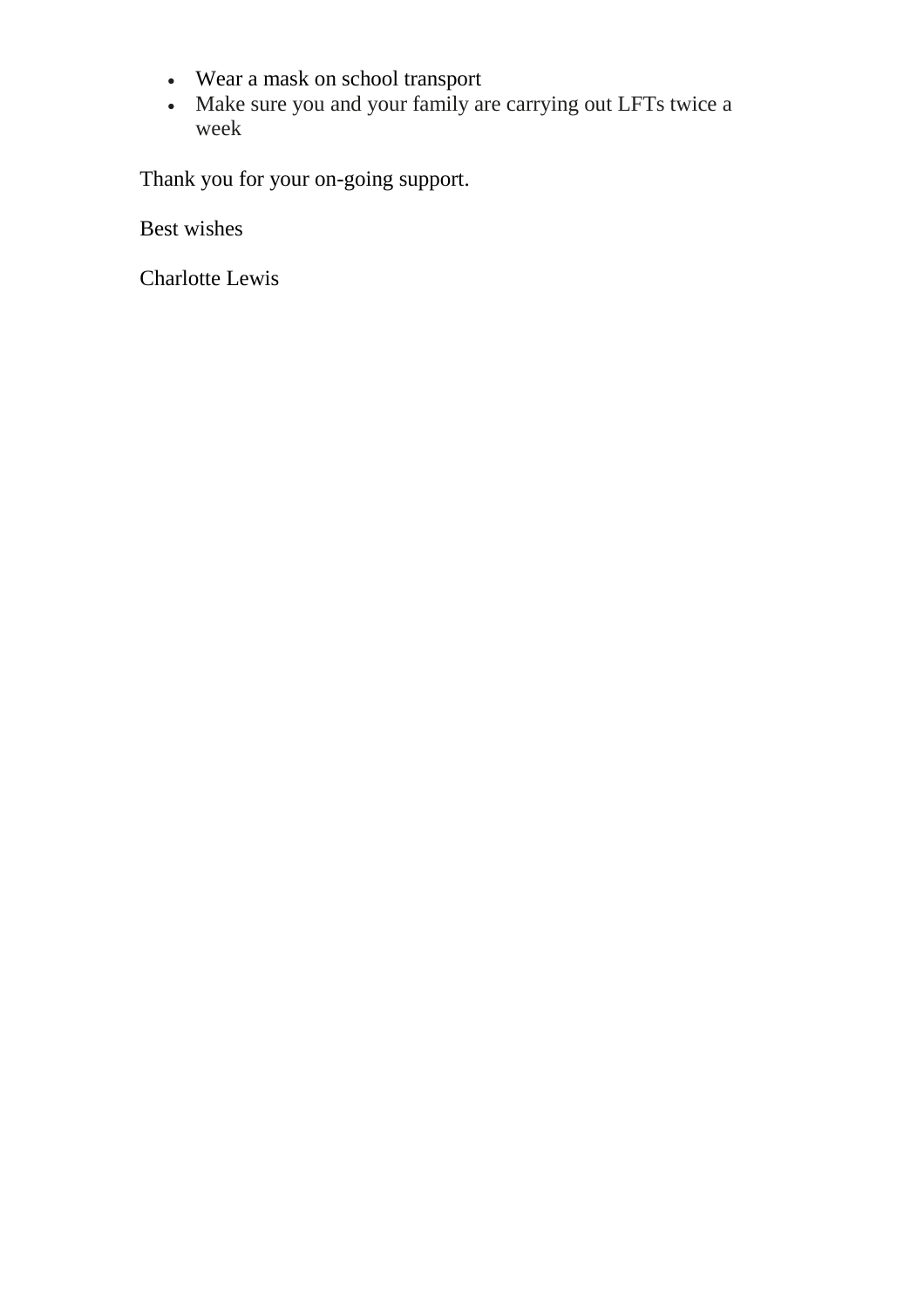- Wear a mask on school transport
- Make sure you and your family are carrying out LFTs twice a week

Thank you for your on-going support.

Best wishes

Charlotte Lewis